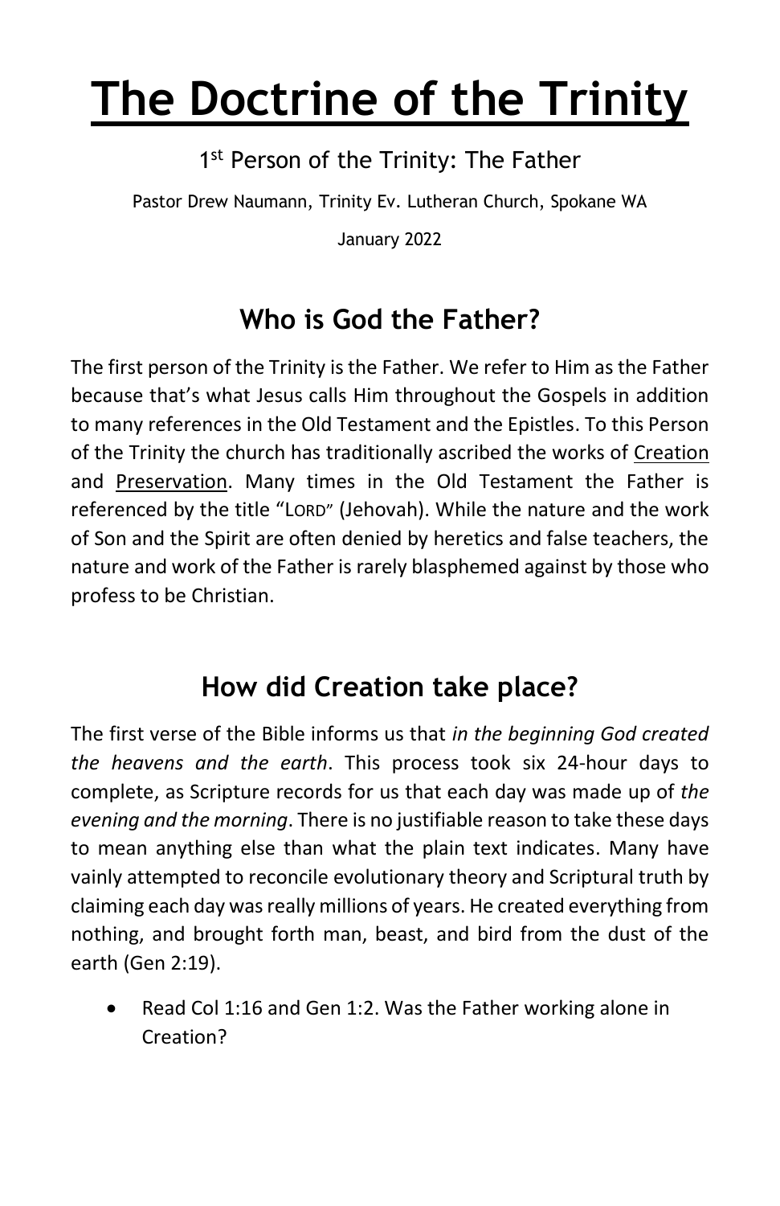# The Doctrine of the Trinity

1st Person of the Trinity: The Father

Pastor Drew Naumann, Trinity Ev. Lutheran Church, Spokane WA

January 2022

## Who is God the Father?

The first person of the Trinity is the Father. We refer to Him as the Father because that's what Jesus calls Him throughout the Gospels in addition to many references in the Old Testament and the Epistles. To this Person of the Trinity the church has traditionally ascribed the works of Creation and Preservation. Many times in the Old Testament the Father is referenced by the title "LORD" (Jehovah). While the nature and the work of Son and the Spirit are often denied by heretics and false teachers, the nature and work of the Father is rarely blasphemed against by those who profess to be Christian.

## How did Creation take place?

The first verse of the Bible informs us that *in the beginning God created the heavens and the earth*. This process took six 24-hour days to complete, as Scripture records for us that each day was made up of *the evening and the morning*. There is no justifiable reason to take these days to mean anything else than what the plain text indicates. Many have vainly attempted to reconcile evolutionary theory and Scriptural truth by claiming each day was really millions of years. He created everything from nothing, and brought forth man, beast, and bird from the dust of the earth (Gen 2:19).

- Read Col 1:16 and Gen 1:2. Was the Father working alone in Creation?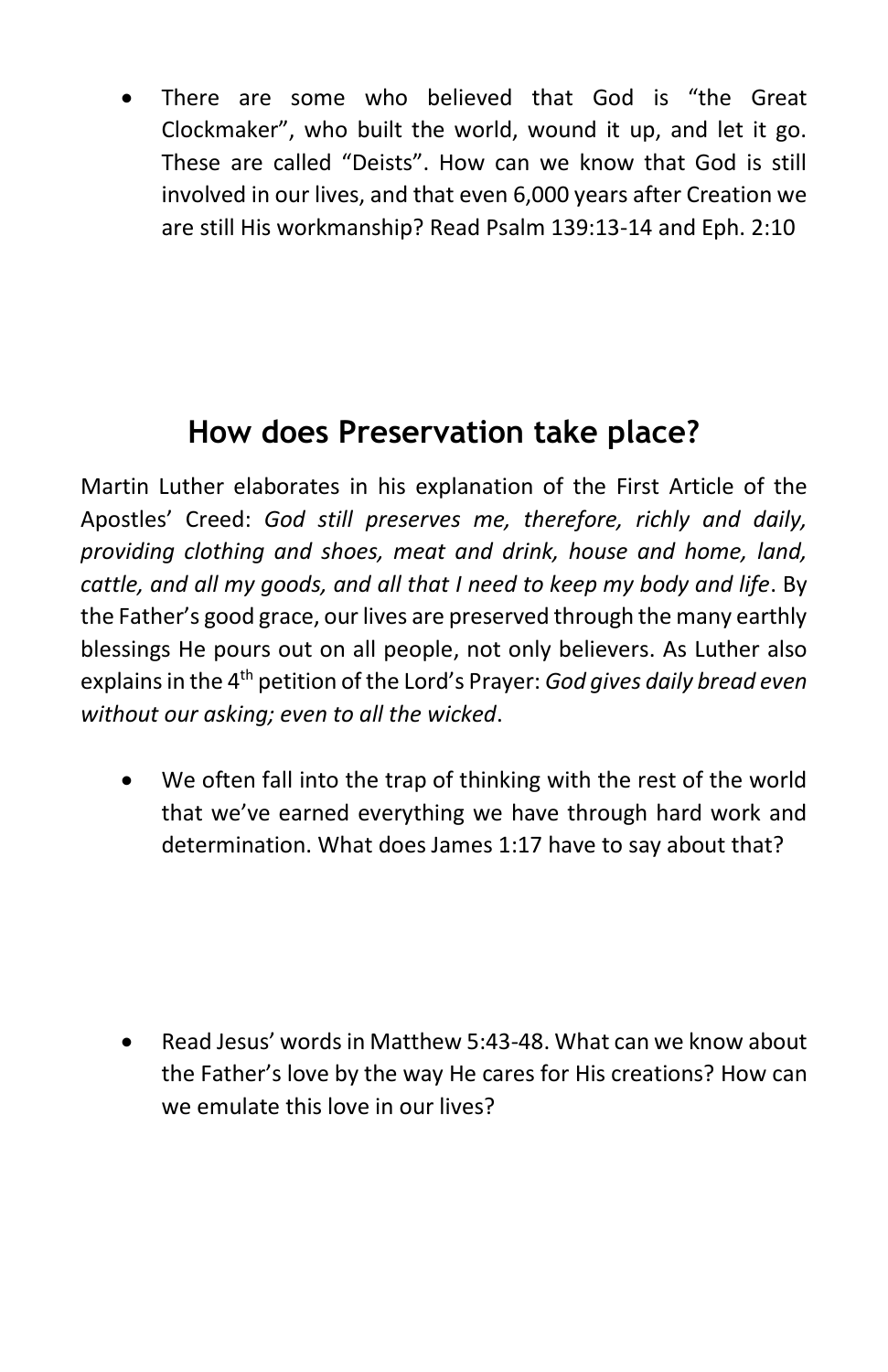- There are some who believed that God is "the Great Clockmaker", who built the world, wound it up, and let it go. These are called "Deists". How can we know that God is still involved in our lives, and that even 6,000 years after Creation we are still His workmanship? Read Psalm 139:13-14 and Eph. 2:10

## How does Preservation take place?

Martin Luther elaborates in his explanation of the First Article of the Apostles' Creed: *God still preserves me, therefore, richly and daily, providing clothing and shoes, meat and drink, house and home, land, cattle, and all my goods, and all that I need to keep my body and life*. By the Father's good grace, our lives are preserved through the many earthly blessings He pours out on all people, not only believers. As Luther also explains in the 4th petition of the Lord's Prayer: *God gives daily bread even without our asking; even to all the wicked*.

- We often fall into the trap of thinking with the rest of the world that we've earned everything we have through hard work and determination. What does James 1:17 have to say about that?

- Read Jesus' words in Matthew 5:43-48. What can we know about the Father's love by the way He cares for His creations? How can we emulate this love in our lives?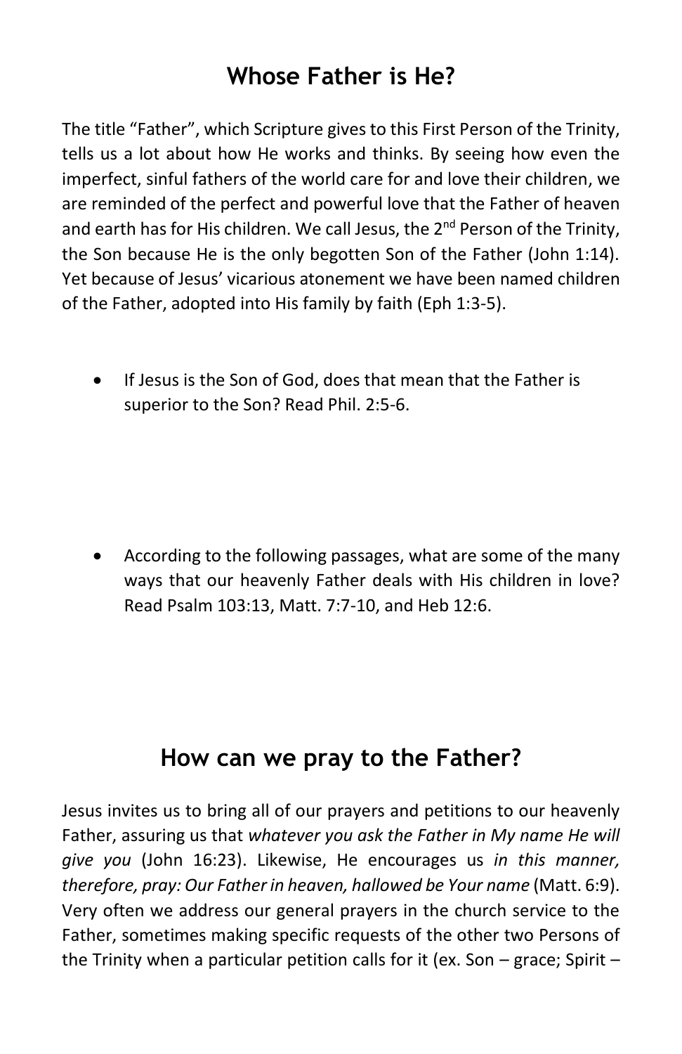## Whose Father is He?

The title "Father", which Scripture gives to this First Person of the Trinity, tells us a lot about how He works and thinks. By seeing how even the imperfect, sinful fathers of the world care for and love their children, we are reminded of the perfect and powerful love that the Father of heaven and earth has for His children. We call Jesus, the 2nd Person of the Trinity, the Son because He is the only begotten Son of the Father (John 1:14). Yet because of Jesus' vicarious atonement we have been named children of the Father, adopted into His family by faith (Eph 1:3-5).

- If Jesus is the Son of God, does that mean that the Father is superior to the Son? Read Phil. 2:5-6.

- According to the following passages, what are some of the many ways that our heavenly Father deals with His children in love? Read Psalm 103:13, Matt. 7:7-10, and Heb 12:6.

## How can we pray to the Father?

Jesus invites us to bring all of our prayers and petitions to our heavenly Father, assuring us that *whatever you ask the Father in My name He will give you* (John 16:23). Likewise, He encourages us *in this manner, therefore, pray: Our Father in heaven, hallowed be Your name* (Matt. 6:9). Very often we address our general prayers in the church service to the Father, sometimes making specific requests of the other two Persons of the Trinity when a particular petition calls for it (ex. Son – grace; Spirit –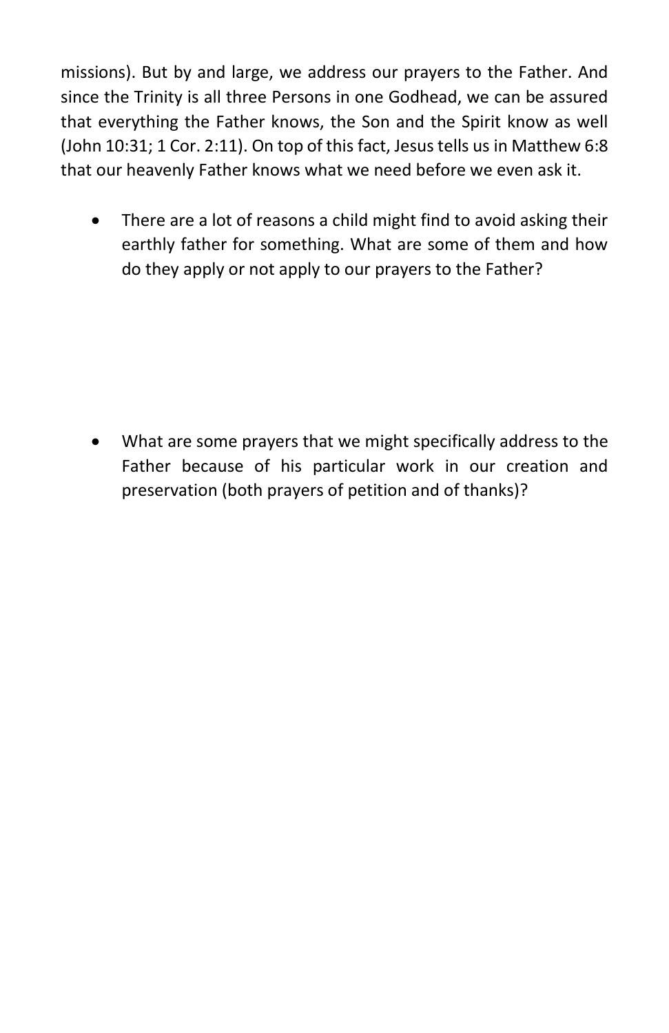missions). But by and large, we address our prayers to the Father. And since the Trinity is all three Persons in one Godhead, we can be assured that everything the Father knows, the Son and the Spirit know as well (John 10:31; 1 Cor. 2:11). On top of this fact, Jesus tells us in Matthew 6:8 that our heavenly Father knows what we need before we even ask it.

- There are a lot of reasons a child might find to avoid asking their earthly father for something. What are some of them and how do they apply or not apply to our prayers to the Father?

- What are some prayers that we might specifically address to the Father because of his particular work in our creation and preservation (both prayers of petition and of thanks)?